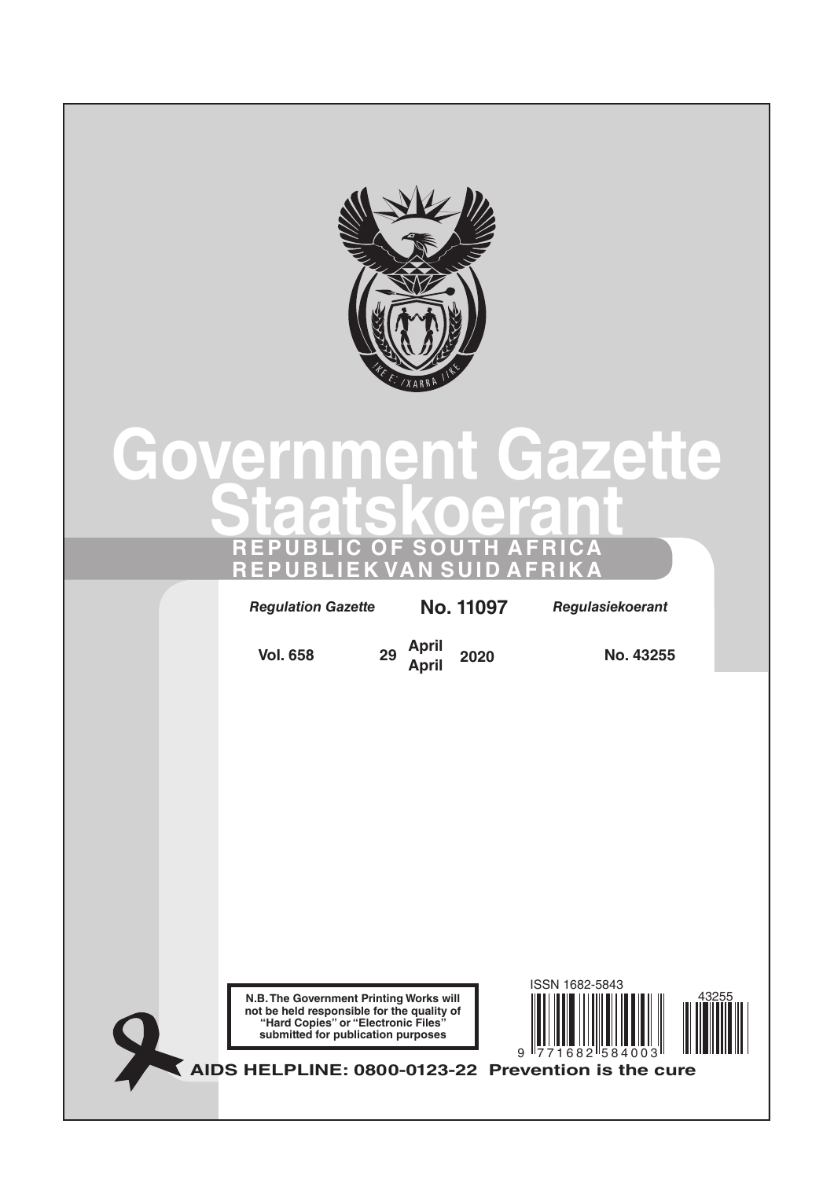# Government Gazette
# Staatskoerant

**REPUBLIC OF SOUTH AFRICA**
**REPUBLIEK VAN SUID AFRIKA**

*Regulation Gazette* **No. 11097** *Regulasiekoerant*

**Vol. 658** **29 April April 2020** **No. 43255**

**N.B. The Government Printing Works will not be held responsible for the quality of "Hard Copies" or "Electronic Files" submitted for publication purposes**

ISSN 1682-5843

**AIDS HELPLINE: 0800-0123-22 Prevention is the cure**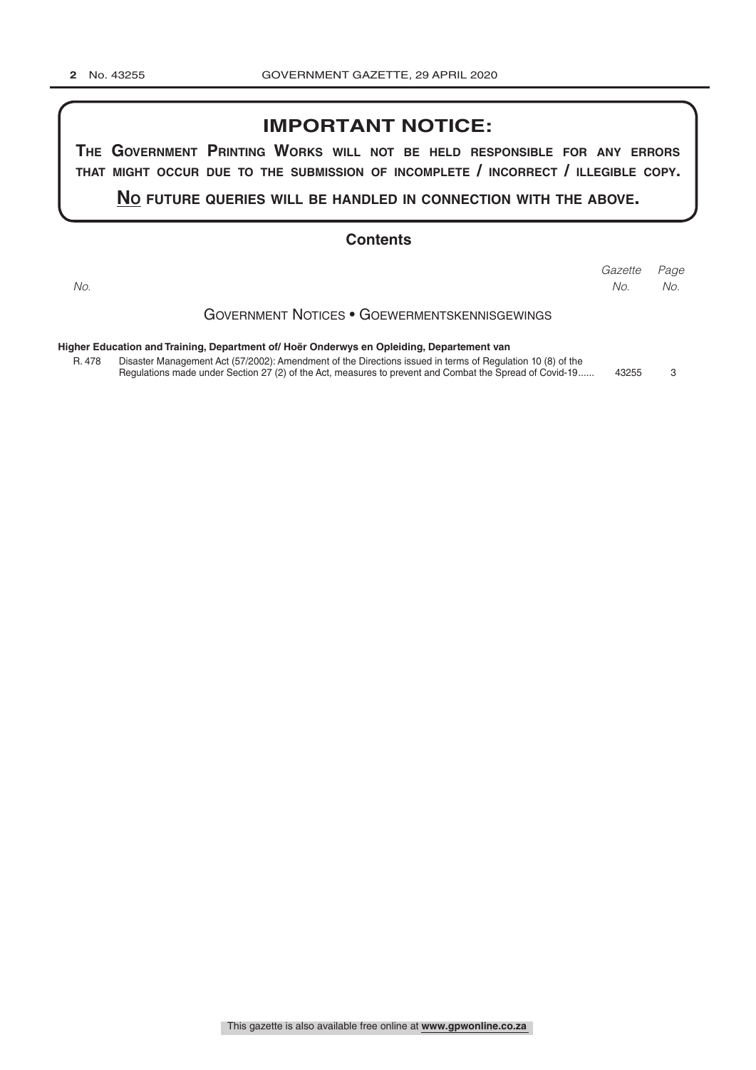## IMPORTANT NOTICE:

**THE GOVERNMENT PRINTING WORKS WILL NOT BE HELD RESPONSIBLE FOR ANY ERRORS THAT MIGHT OCCUR DUE TO THE SUBMISSION OF INCOMPLETE / INCORRECT / ILLEGIBLE COPY.**

**NO FUTURE QUERIES WILL BE HANDLED IN CONNECTION WITH THE ABOVE.**

## Contents

| *No.* | | *Gazette No.* | *Page No.* |
|---|---|---|---|

### GOVERNMENT NOTICES • GOEWERMENTSKENNISGEWINGS

**Higher Education and Training, Department of/ Hoër Onderwys en Opleiding, Departement van**

| | | | |
|---|---|---|---|
| R. 478 | Disaster Management Act (57/2002): Amendment of the Directions issued in terms of Regulation 10 (8) of the Regulations made under Section 27 (2) of the Act, measures to prevent and Combat the Spread of Covid-19...... | 43255 | 3 |

This gazette is also available free online at **www.gpwonline.co.za**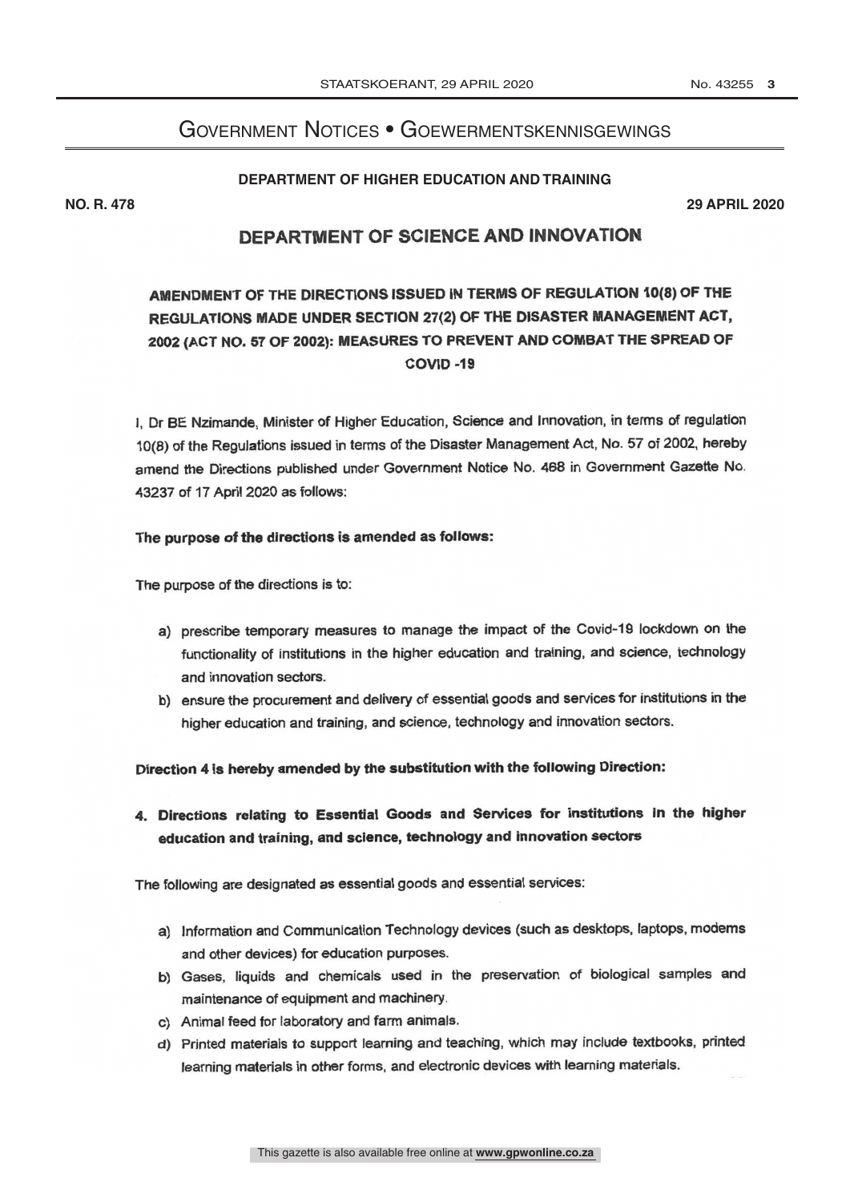# Government Notices • Goewermentskennisgewings

**DEPARTMENT OF HIGHER EDUCATION AND TRAINING**

**NO. R. 478** **29 APRIL 2020**

## DEPARTMENT OF SCIENCE AND INNOVATION

### AMENDMENT OF THE DIRECTIONS ISSUED IN TERMS OF REGULATION 10(8) OF THE REGULATIONS MADE UNDER SECTION 27(2) OF THE DISASTER MANAGEMENT ACT, 2002 (ACT NO. 57 OF 2002): MEASURES TO PREVENT AND COMBAT THE SPREAD OF COVID -19

I, Dr BE Nzimande, Minister of Higher Education, Science and Innovation, in terms of regulation 10(8) of the Regulations issued in terms of the Disaster Management Act, No. 57 of 2002, hereby amend the Directions published under Government Notice No. 468 in Government Gazette No. 43237 of 17 April 2020 as follows:

**The purpose of the directions is amended as follows:**

The purpose of the directions is to:

a) prescribe temporary measures to manage the impact of the Covid-19 lockdown on the functionality of institutions in the higher education and training, and science, technology and innovation sectors.

b) ensure the procurement and delivery of essential goods and services for institutions in the higher education and training, and science, technology and innovation sectors.

**Direction 4 is hereby amended by the substitution with the following Direction:**

**4. Directions relating to Essential Goods and Services for institutions in the higher education and training, and science, technology and innovation sectors**

The following are designated as essential goods and essential services:

a) Information and Communication Technology devices (such as desktops, laptops, modems and other devices) for education purposes.

b) Gases, liquids and chemicals used in the preservation of biological samples and maintenance of equipment and machinery.

c) Animal feed for laboratory and farm animals.

d) Printed materials to support learning and teaching, which may include textbooks, printed learning materials in other forms, and electronic devices with learning materials.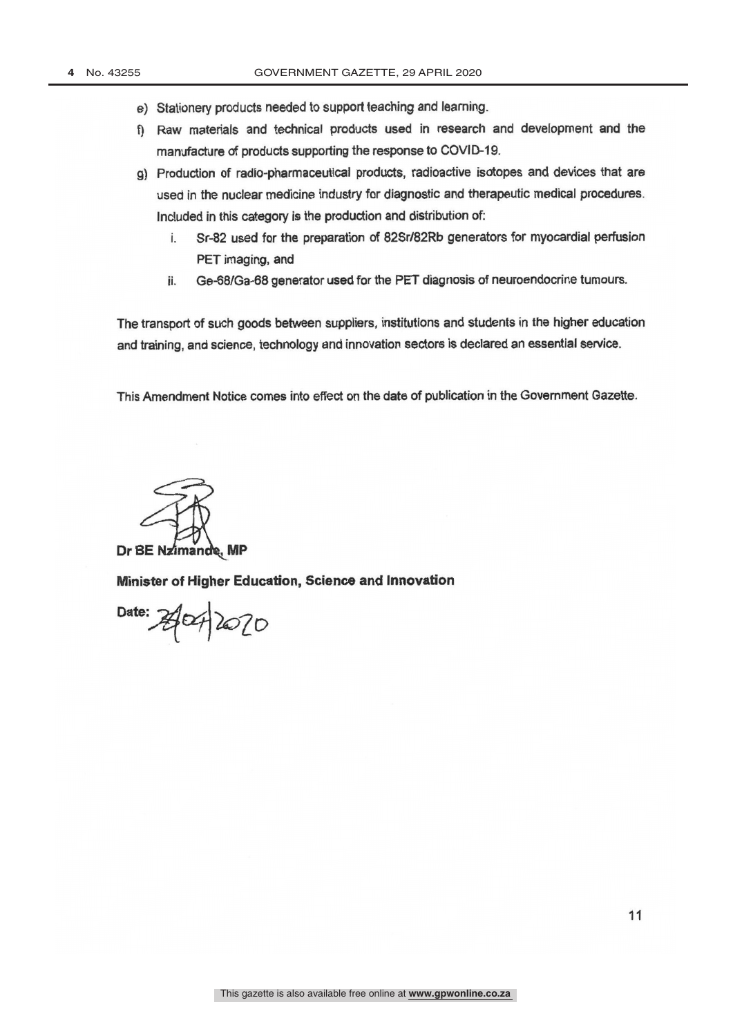e) Stationery products needed to support teaching and learning.

f) Raw materials and technical products used in research and development and the manufacture of products supporting the response to COVID-19.

g) Production of radio-pharmaceutical products, radioactive isotopes and devices that are used in the nuclear medicine industry for diagnostic and therapeutic medical procedures. Included in this category is the production and distribution of:

   i. Sr-82 used for the preparation of 82Sr/82Rb generators for myocardial perfusion PET imaging, and

   ii. Ge-68/Ga-68 generator used for the PET diagnosis of neuroendocrine tumours.

The transport of such goods between suppliers, institutions and students in the higher education and training, and science, technology and innovation sectors is declared an essential service.

This Amendment Notice comes into effect on the date of publication in the Government Gazette.

**Dr BE Nzimande, MP**

**Minister of Higher Education, Science and Innovation**

**Date:** 28/04/2020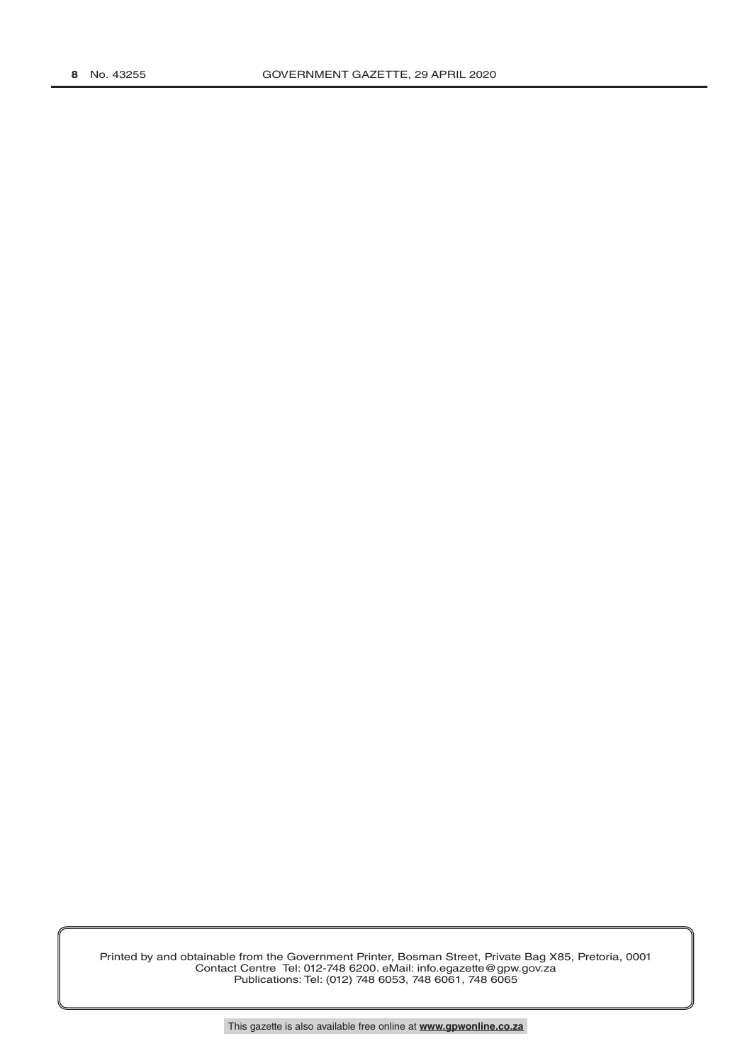Printed by and obtainable from the Government Printer, Bosman Street, Private Bag X85, Pretoria, 0001
Contact Centre Tel: 012-748 6200. eMail: info.egazette@gpw.gov.za
Publications: Tel: (012) 748 6053, 748 6061, 748 6065

This gazette is also available free online at **www.gpwonline.co.za**